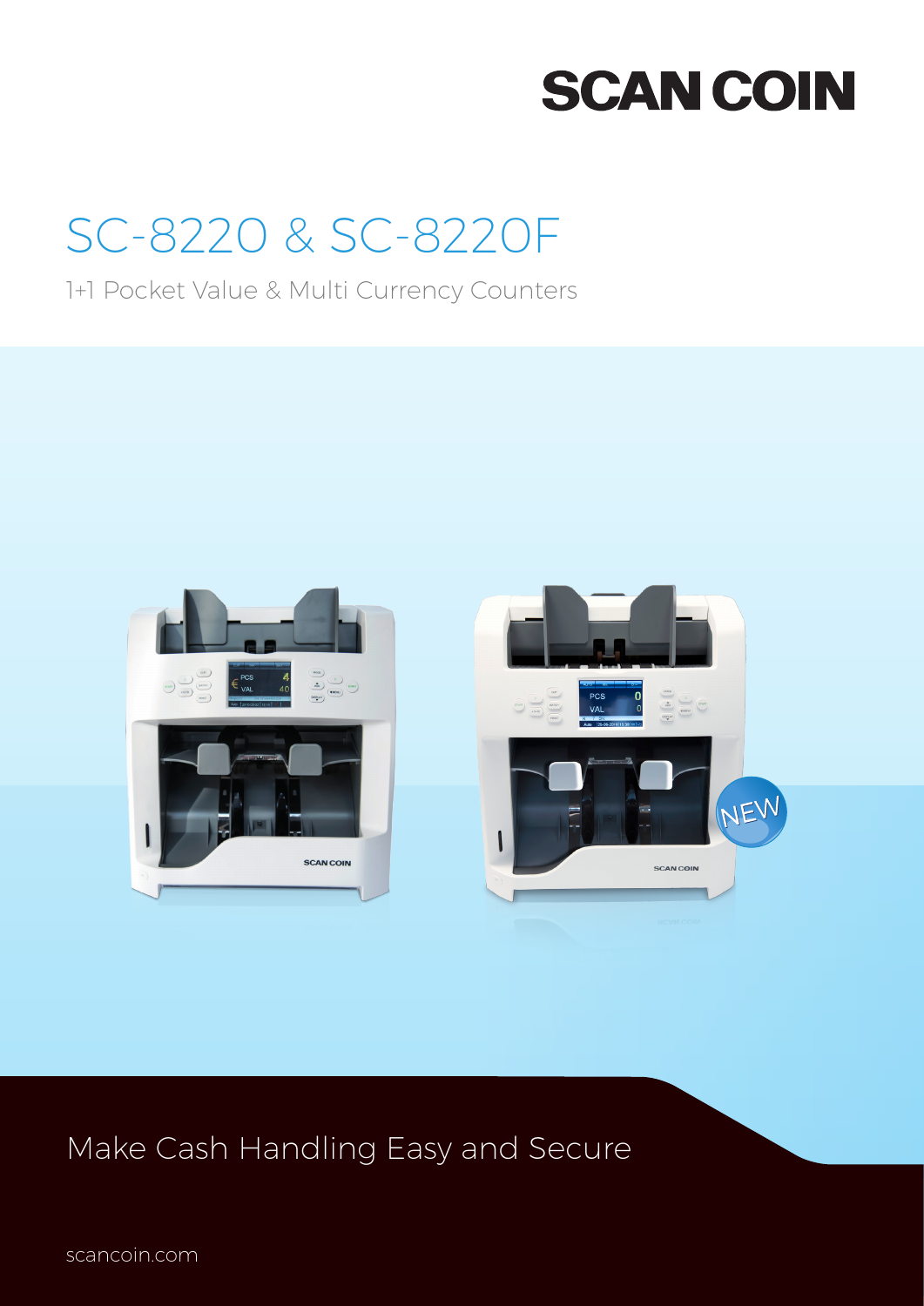SCAN COIN

# SC-8220 & SC-8220F

1+1 Pocket Value & Multi Currency Counters

NEW

Make Cash Handling Easy and Secure

scancoin.com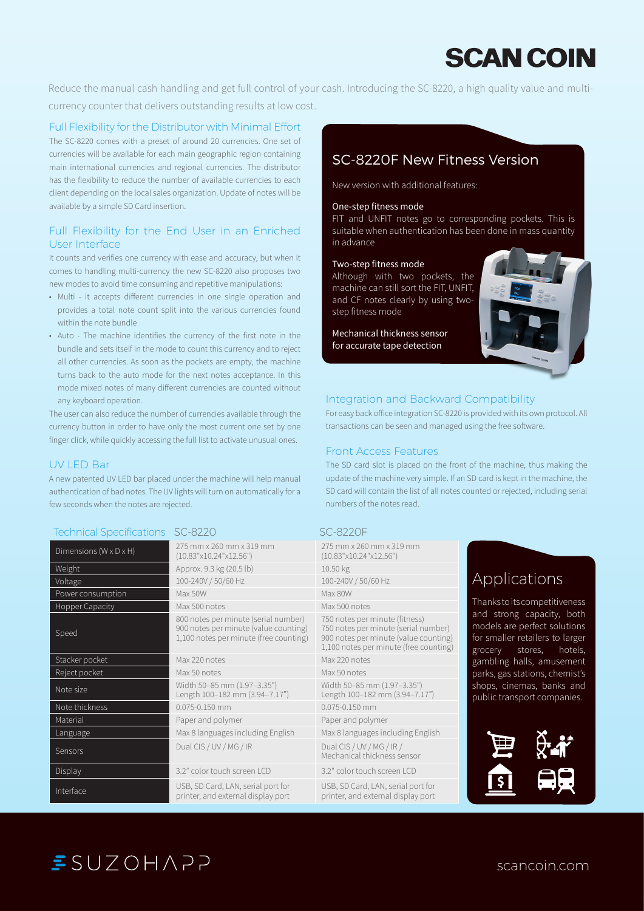# SCAN COIN

Reduce the manual cash handling and get full control of your cash. Introducing the SC-8220, a high quality value and multi-currency counter that delivers outstanding results at low cost.

## Full Flexibility for the Distributor with Minimal Effort

The SC-8220 comes with a preset of around 20 currencies. One set of currencies will be available for each main geographic region containing main international currencies and regional currencies. The distributor has the flexibility to reduce the number of available currencies to each client depending on the local sales organization. Update of notes will be available by a simple SD Card insertion.

## Full Flexibility for the End User in an Enriched User Interface

It counts and verifies one currency with ease and accuracy, but when it comes to handling multi-currency the new SC-8220 also proposes two new modes to avoid time consuming and repetitive manipulations:

- Multi - it accepts different currencies in one single operation and provides a total note count split into the various currencies found within the note bundle
- Auto - The machine identifies the currency of the first note in the bundle and sets itself in the mode to count this currency and to reject all other currencies. As soon as the pockets are empty, the machine turns back to the auto mode for the next notes acceptance. In this mode mixed notes of many different currencies are counted without any keyboard operation.

The user can also reduce the number of currencies available through the currency button in order to have only the most current one set by one finger click, while quickly accessing the full list to activate unusual ones.

## UV LED Bar

A new patented UV LED bar placed under the machine will help manual authentication of bad notes. The UV lights will turn on automatically for a few seconds when the notes are rejected.

## SC-8220F New Fitness Version

New version with additional features:

**One-step fitness mode**
FIT and UNFIT notes go to corresponding pockets. This is suitable when authentication has been done in mass quantity in advance

**Two-step fitness mode**
Although with two pockets, the machine can still sort the FIT, UNFIT, and CF notes clearly by using two-step fitness mode

**Mechanical thickness sensor for accurate tape detection**

## Integration and Backward Compatibility

For easy back office integration SC-8220 is provided with its own protocol. All transactions can be seen and managed using the free software.

## Front Access Features

The SD card slot is placed on the front of the machine, thus making the update of the machine very simple. If an SD card is kept in the machine, the SD card will contain the list of all notes counted or rejected, including serial numbers of the notes read.

## Technical Specifications

| Technical Specifications | SC-8220 | SC-8220F |
|---|---|---|
| Dimensions (W x D x H) | 275 mm x 260 mm x 319 mm (10.83"x10.24"x12.56") | 275 mm x 260 mm x 319 mm (10.83"x10.24"x12.56") |
| Weight | Approx. 9.3 kg (20.5 lb) | 10.50 kg |
| Voltage | 100-240V / 50/60 Hz | 100-240V / 50/60 Hz |
| Power consumption | Max 50W | Max 80W |
| Hopper Capacity | Max 500 notes | Max 500 notes |
| Speed | 800 notes per minute (serial number)<br>900 notes per minute (value counting)<br>1,100 notes per minute (free counting) | 750 notes per minute (fitness)<br>750 notes per minute (serial number)<br>900 notes per minute (value counting)<br>1,100 notes per minute (free counting) |
| Stacker pocket | Max 220 notes | Max 220 notes |
| Reject pocket | Max 50 notes | Max 50 notes |
| Note size | Width 50–85 mm (1.97–3.35")<br>Length 100–182 mm (3.94–7.17") | Width 50–85 mm (1.97–3.35")<br>Length 100–182 mm (3.94–7.17") |
| Note thickness | 0.075-0.150 mm | 0.075-0.150 mm |
| Material | Paper and polymer | Paper and polymer |
| Language | Max 8 languages including English | Max 8 languages including English |
| Sensors | Dual CIS / UV / MG / IR | Dual CIS / UV / MG / IR / Mechanical thickness sensor |
| Display | 3.2" color touch screen LCD | 3.2" color touch screen LCD |
| Interface | USB, SD Card, LAN, serial port for printer, and external display port | USB, SD Card, LAN, serial port for printer, and external display port |

## Applications

Thanks to its competitiveness and strong capacity, both models are perfect solutions for smaller retailers to larger grocery stores, hotels, gambling halls, amusement parks, gas stations, chemist's shops, cinemas, banks and public transport companies.

SUZOHAPP

scancoin.com